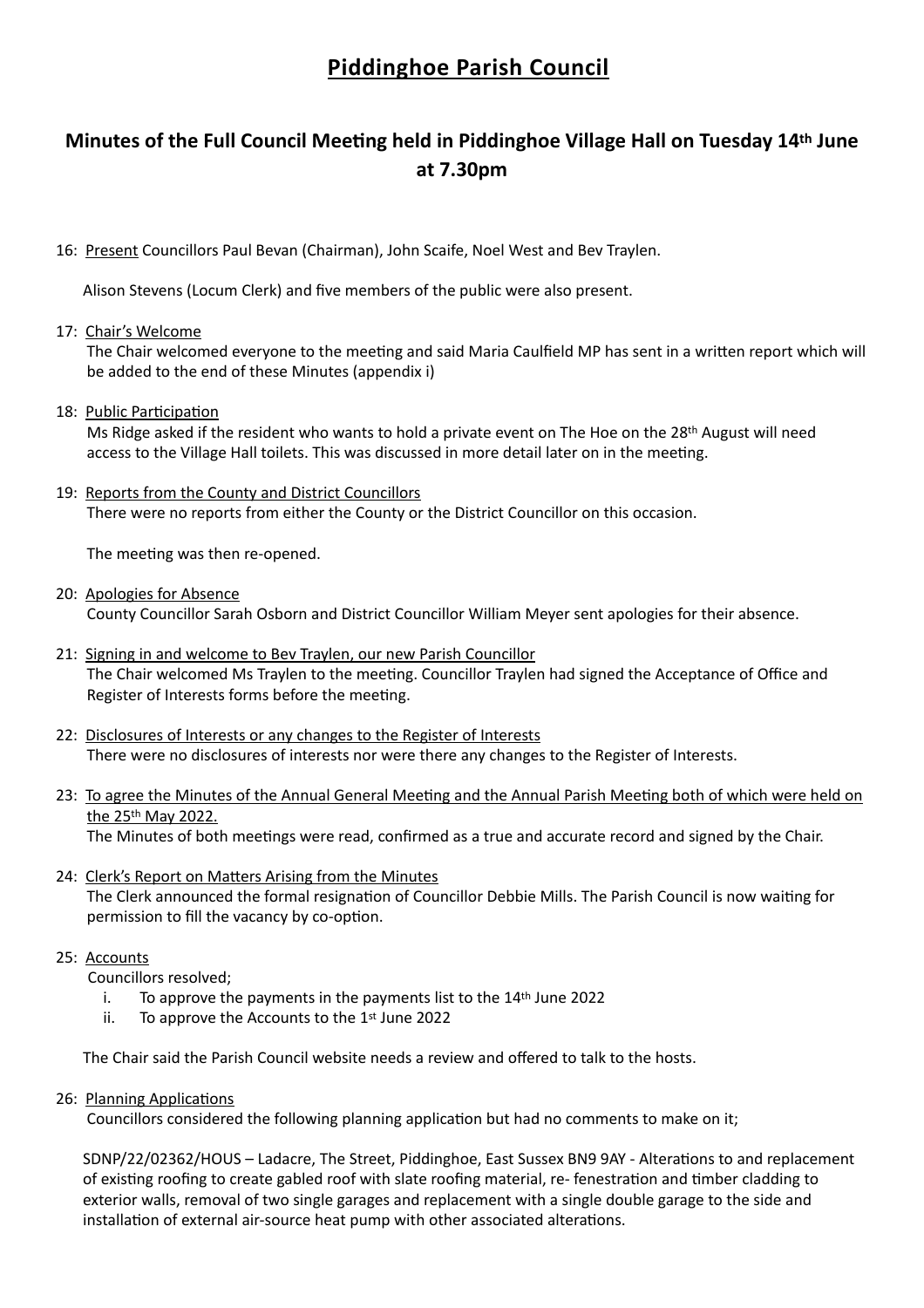# Piddinghoe Parish Council

## Minutes of the Full Council Meeting held in Piddinghoe Village Hall on Tuesday 14th June at 7.30pm

16: Present Councillors Paul Bevan (Chairman), John Scaife, Noel West and Bev Traylen.

Alison Stevens (Locum Clerk) and five members of the public were also present.

17: Chair's Welcome

The Chair welcomed everyone to the meeting and said Maria Caulfield MP has sent in a written report which will be added to the end of these Minutes (appendix i)

18: Public Participation

Ms Ridge asked if the resident who wants to hold a private event on The Hoe on the 28th August will need access to the Village Hall toilets. This was discussed in more detail later on in the meeting.

19: Reports from the County and District Councillors

There were no reports from either the County or the District Councillor on this occasion.

The meeting was then re-opened.

20: Apologies for Absence

County Councillor Sarah Osborn and District Councillor William Meyer sent apologies for their absence.

21: Signing in and welcome to Bev Traylen, our new Parish Councillor

The Chair welcomed Ms Traylen to the meeting. Councillor Traylen had signed the Acceptance of Office and Register of Interests forms before the meeting.

22: Disclosures of Interests or any changes to the Register of Interests

There were no disclosures of interests nor were there any changes to the Register of Interests.

23: To agree the Minutes of the Annual General Meeting and the Annual Parish Meeting both of which were held on the 25th May 2022.

The Minutes of both meetings were read, confirmed as a true and accurate record and signed by the Chair.

24: Clerk's Report on Matters Arising from the Minutes

The Clerk announced the formal resignation of Councillor Debbie Mills. The Parish Council is now waiting for permission to fill the vacancy by co-option.

25: Accounts

Councillors resolved;

i. To approve the payments in the payments list to the 14th June 2022
ii. To approve the Accounts to the 1st June 2022

The Chair said the Parish Council website needs a review and offered to talk to the hosts.

26: Planning Applications

Councillors considered the following planning application but had no comments to make on it;

SDNP/22/02362/HOUS – Ladacre, The Street, Piddinghoe, East Sussex BN9 9AY - Alterations to and replacement of existing roofing to create gabled roof with slate roofing material, re- fenestration and timber cladding to exterior walls, removal of two single garages and replacement with a single double garage to the side and installation of external air-source heat pump with other associated alterations.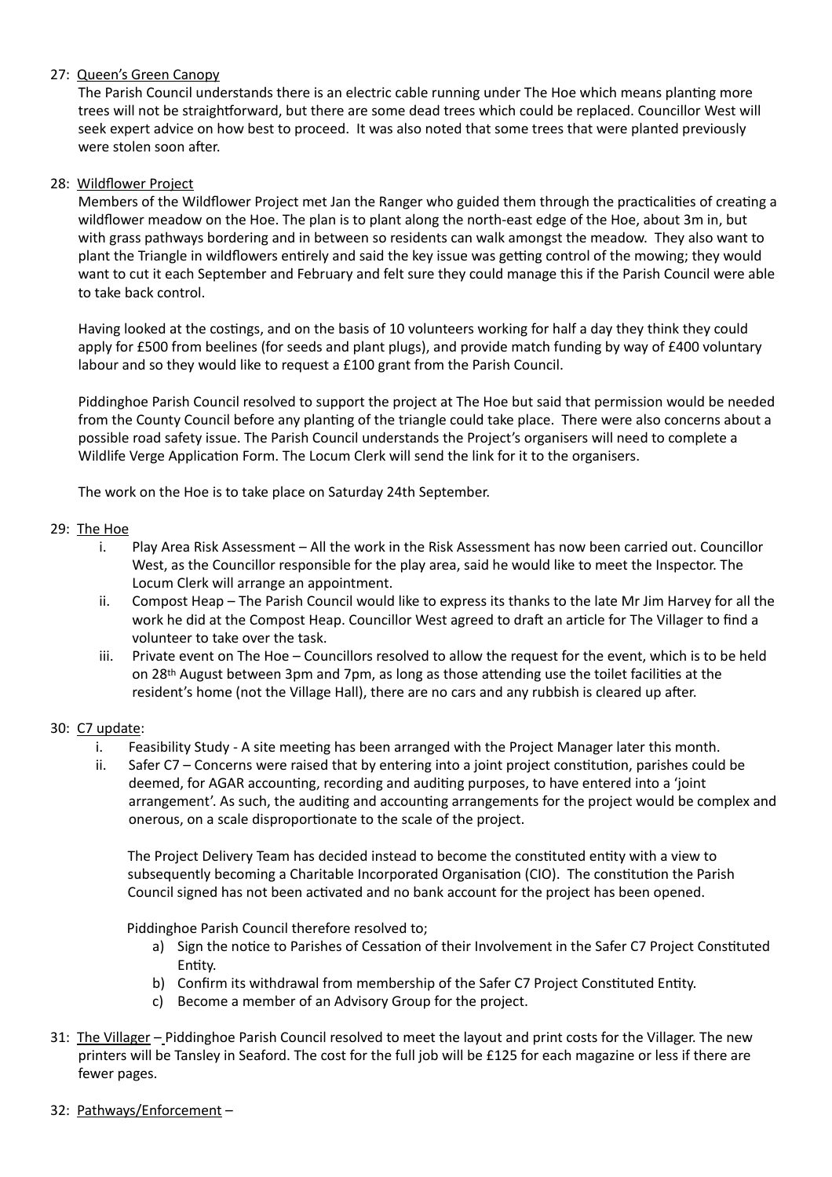27: Queen's Green Canopy

The Parish Council understands there is an electric cable running under The Hoe which means planting more trees will not be straightforward, but there are some dead trees which could be replaced. Councillor West will seek expert advice on how best to proceed. It was also noted that some trees that were planted previously were stolen soon after.

28: Wildflower Project

Members of the Wildflower Project met Jan the Ranger who guided them through the practicalities of creating a wildflower meadow on the Hoe. The plan is to plant along the north-east edge of the Hoe, about 3m in, but with grass pathways bordering and in between so residents can walk amongst the meadow. They also want to plant the Triangle in wildflowers entirely and said the key issue was getting control of the mowing; they would want to cut it each September and February and felt sure they could manage this if the Parish Council were able to take back control.

Having looked at the costings, and on the basis of 10 volunteers working for half a day they think they could apply for £500 from beelines (for seeds and plant plugs), and provide match funding by way of £400 voluntary labour and so they would like to request a £100 grant from the Parish Council.

Piddinghoe Parish Council resolved to support the project at The Hoe but said that permission would be needed from the County Council before any planting of the triangle could take place. There were also concerns about a possible road safety issue. The Parish Council understands the Project's organisers will need to complete a Wildlife Verge Application Form. The Locum Clerk will send the link for it to the organisers.

The work on the Hoe is to take place on Saturday 24th September.

29: The Hoe

i. Play Area Risk Assessment – All the work in the Risk Assessment has now been carried out. Councillor West, as the Councillor responsible for the play area, said he would like to meet the Inspector. The Locum Clerk will arrange an appointment.
ii. Compost Heap – The Parish Council would like to express its thanks to the late Mr Jim Harvey for all the work he did at the Compost Heap. Councillor West agreed to draft an article for The Villager to find a volunteer to take over the task.
iii. Private event on The Hoe – Councillors resolved to allow the request for the event, which is to be held on 28th August between 3pm and 7pm, as long as those attending use the toilet facilities at the resident's home (not the Village Hall), there are no cars and any rubbish is cleared up after.

30: C7 update:

i. Feasibility Study - A site meeting has been arranged with the Project Manager later this month.
ii. Safer C7 – Concerns were raised that by entering into a joint project constitution, parishes could be deemed, for AGAR accounting, recording and auditing purposes, to have entered into a 'joint arrangement'. As such, the auditing and accounting arrangements for the project would be complex and onerous, on a scale disproportionate to the scale of the project.

   The Project Delivery Team has decided instead to become the constituted entity with a view to subsequently becoming a Charitable Incorporated Organisation (CIO). The constitution the Parish Council signed has not been activated and no bank account for the project has been opened.

   Piddinghoe Parish Council therefore resolved to;

   a) Sign the notice to Parishes of Cessation of their Involvement in the Safer C7 Project Constituted Entity.
   b) Confirm its withdrawal from membership of the Safer C7 Project Constituted Entity.
   c) Become a member of an Advisory Group for the project.

31: The Villager – Piddinghoe Parish Council resolved to meet the layout and print costs for the Villager. The new printers will be Tansley in Seaford. The cost for the full job will be £125 for each magazine or less if there are fewer pages.

32: Pathways/Enforcement –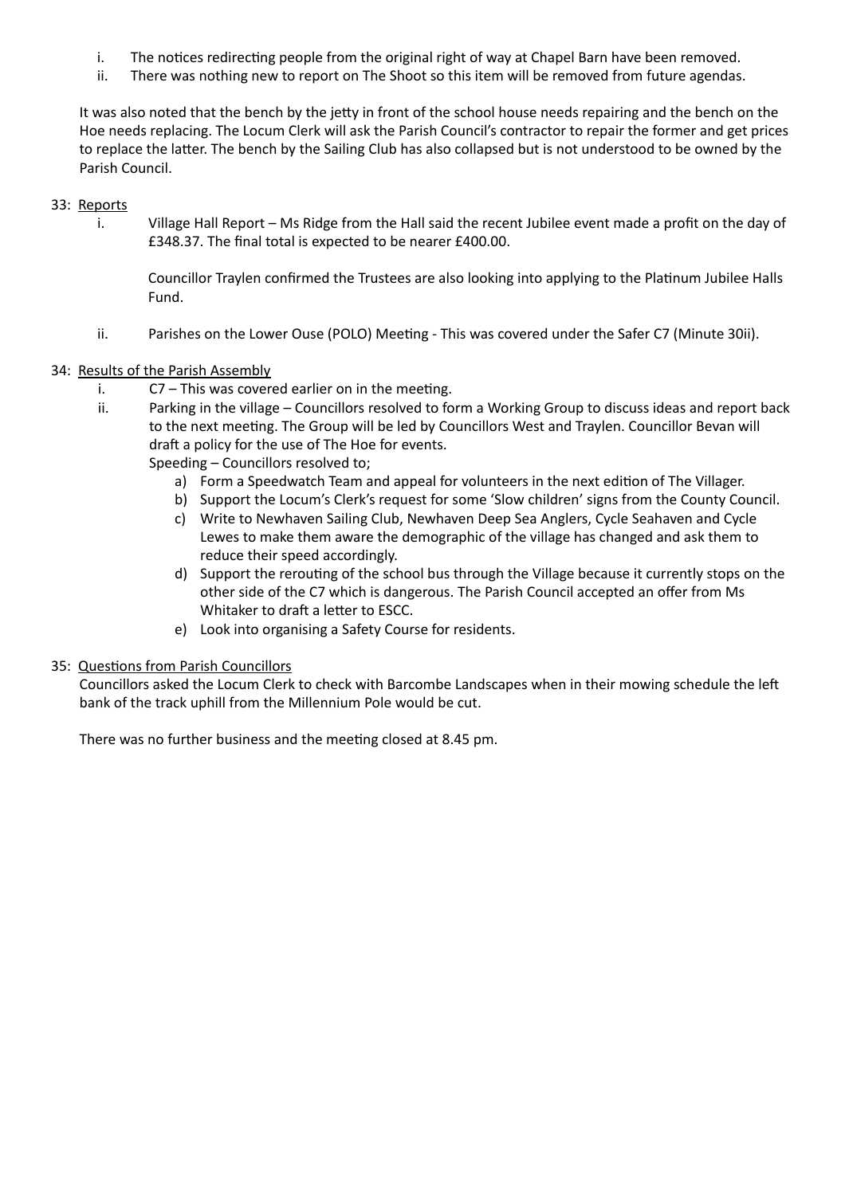i. The notices redirecting people from the original right of way at Chapel Barn have been removed.
ii. There was nothing new to report on The Shoot so this item will be removed from future agendas.

It was also noted that the bench by the jetty in front of the school house needs repairing and the bench on the Hoe needs replacing. The Locum Clerk will ask the Parish Council's contractor to repair the former and get prices to replace the latter. The bench by the Sailing Club has also collapsed but is not understood to be owned by the Parish Council.

33: Reports

i. Village Hall Report – Ms Ridge from the Hall said the recent Jubilee event made a profit on the day of £348.37. The final total is expected to be nearer £400.00.

   Councillor Traylen confirmed the Trustees are also looking into applying to the Platinum Jubilee Halls Fund.

ii. Parishes on the Lower Ouse (POLO) Meeting - This was covered under the Safer C7 (Minute 30ii).

34: Results of the Parish Assembly

i. C7 – This was covered earlier on in the meeting.
ii. Parking in the village – Councillors resolved to form a Working Group to discuss ideas and report back to the next meeting. The Group will be led by Councillors West and Traylen. Councillor Bevan will draft a policy for the use of The Hoe for events.
   Speeding – Councillors resolved to;
   a) Form a Speedwatch Team and appeal for volunteers in the next edition of The Villager.
   b) Support the Locum's Clerk's request for some 'Slow children' signs from the County Council.
   c) Write to Newhaven Sailing Club, Newhaven Deep Sea Anglers, Cycle Seahaven and Cycle Lewes to make them aware the demographic of the village has changed and ask them to reduce their speed accordingly.
   d) Support the rerouting of the school bus through the Village because it currently stops on the other side of the C7 which is dangerous. The Parish Council accepted an offer from Ms Whitaker to draft a letter to ESCC.
   e) Look into organising a Safety Course for residents.

35: Questions from Parish Councillors

Councillors asked the Locum Clerk to check with Barcombe Landscapes when in their mowing schedule the left bank of the track uphill from the Millennium Pole would be cut.

There was no further business and the meeting closed at 8.45 pm.